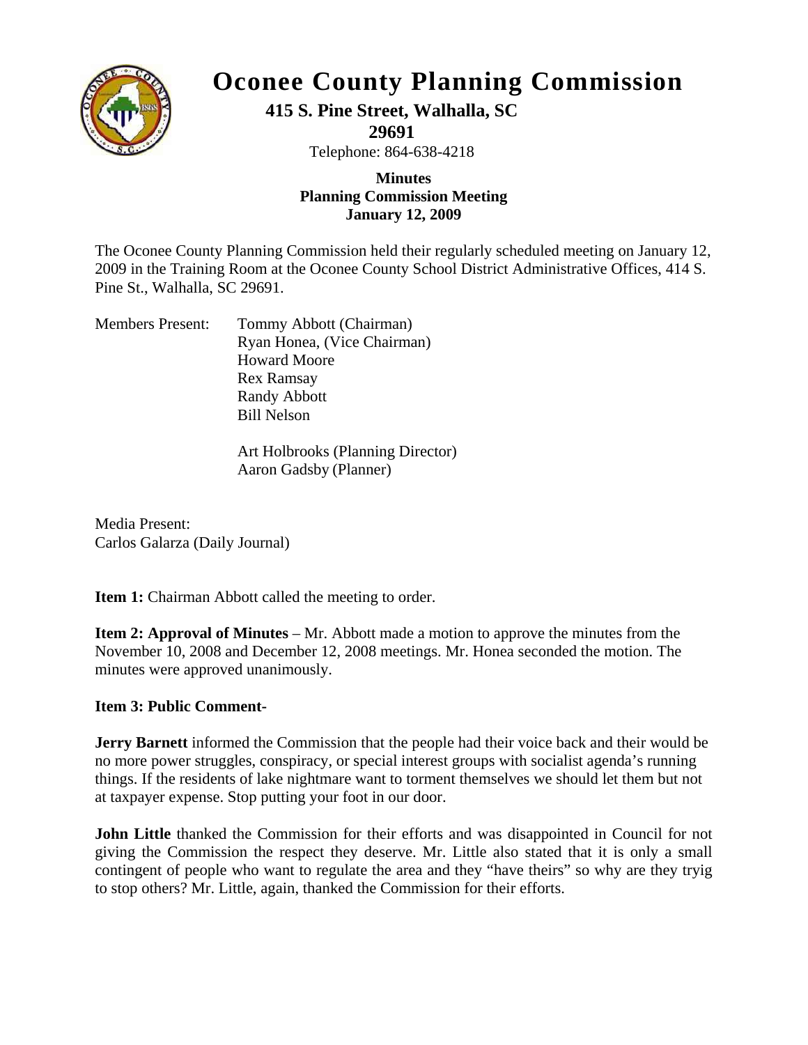# Oconee County Planning Commission

**415 S. Pine Street, Walhalla, SC 29691**

Telephone: 864-638-4218

**Minutes**
**Planning Commission Meeting**
**January 12, 2009**

The Oconee County Planning Commission held their regularly scheduled meeting on January 12, 2009 in the Training Room at the Oconee County School District Administrative Offices, 414 S. Pine St., Walhalla, SC 29691.

Members Present:
- Tommy Abbott (Chairman)
- Ryan Honea, (Vice Chairman)
- Howard Moore
- Rex Ramsay
- Randy Abbott
- Bill Nelson

- Art Holbrooks (Planning Director)
- Aaron Gadsby (Planner)

Media Present:
Carlos Galarza (Daily Journal)

**Item 1:** Chairman Abbott called the meeting to order.

**Item 2: Approval of Minutes** – Mr. Abbott made a motion to approve the minutes from the November 10, 2008 and December 12, 2008 meetings. Mr. Honea seconded the motion. The minutes were approved unanimously.

**Item 3: Public Comment-**

**Jerry Barnett** informed the Commission that the people had their voice back and their would be no more power struggles, conspiracy, or special interest groups with socialist agenda's running things. If the residents of lake nightmare want to torment themselves we should let them but not at taxpayer expense. Stop putting your foot in our door.

**John Little** thanked the Commission for their efforts and was disappointed in Council for not giving the Commission the respect they deserve. Mr. Little also stated that it is only a small contingent of people who want to regulate the area and they "have theirs" so why are they tryig to stop others? Mr. Little, again, thanked the Commission for their efforts.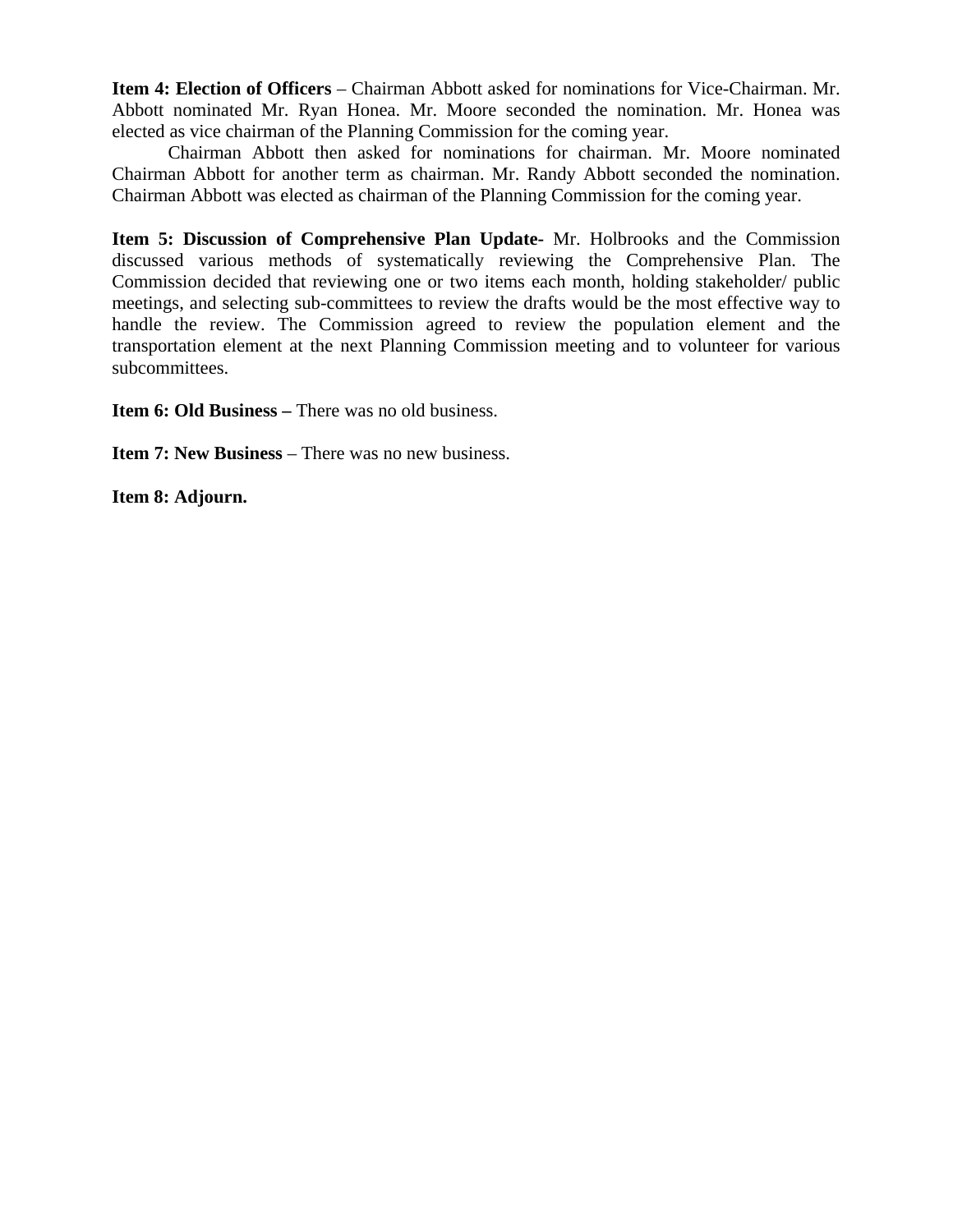**Item 4: Election of Officers** – Chairman Abbott asked for nominations for Vice-Chairman. Mr. Abbott nominated Mr. Ryan Honea. Mr. Moore seconded the nomination. Mr. Honea was elected as vice chairman of the Planning Commission for the coming year.

Chairman Abbott then asked for nominations for chairman. Mr. Moore nominated Chairman Abbott for another term as chairman. Mr. Randy Abbott seconded the nomination. Chairman Abbott was elected as chairman of the Planning Commission for the coming year.

**Item 5: Discussion of Comprehensive Plan Update-** Mr. Holbrooks and the Commission discussed various methods of systematically reviewing the Comprehensive Plan. The Commission decided that reviewing one or two items each month, holding stakeholder/ public meetings, and selecting sub-committees to review the drafts would be the most effective way to handle the review. The Commission agreed to review the population element and the transportation element at the next Planning Commission meeting and to volunteer for various subcommittees.

**Item 6: Old Business –** There was no old business.

**Item 7: New Business** – There was no new business.

**Item 8: Adjourn.**